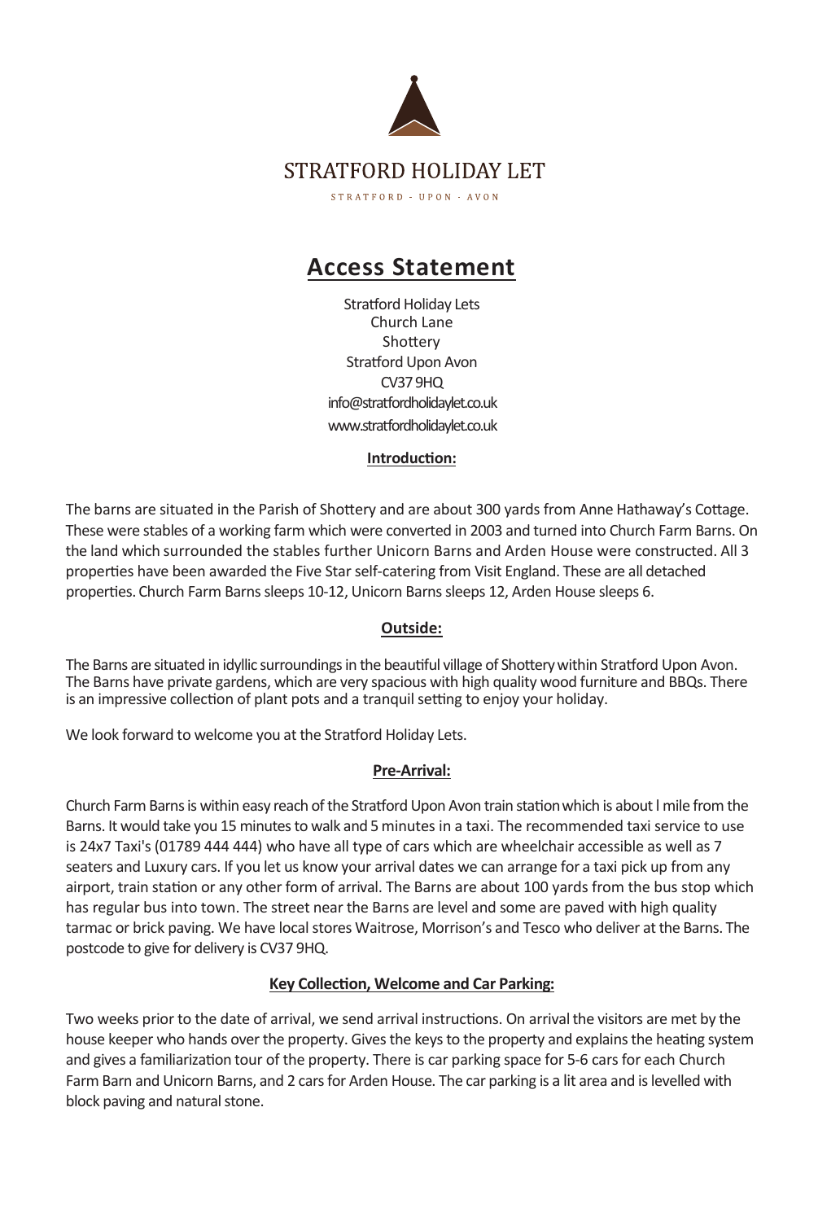STRATFORD HOLIDAY LET

STRATFORD - UPON - AVON

# Access Statement

Stratford Holiday Lets
Church Lane
Shottery
Stratford Upon Avon
CV37 9HQ
info@stratfordholidaylet.co.uk
www.stratfordholidaylet.co.uk

## Introduction:

The barns are situated in the Parish of Shottery and are about 300 yards from Anne Hathaway's Cottage. These were stables of a working farm which were converted in 2003 and turned into Church Farm Barns. On the land which surrounded the stables further Unicorn Barns and Arden House were constructed. All 3 properties have been awarded the Five Star self-catering from Visit England. These are all detached properties. Church Farm Barns sleeps 10-12, Unicorn Barns sleeps 12, Arden House sleeps 6.

## Outside:

The Barns are situated in idyllic surroundings in the beautiful village of Shottery within Stratford Upon Avon. The Barns have private gardens, which are very spacious with high quality wood furniture and BBQs. There is an impressive collection of plant pots and a tranquil setting to enjoy your holiday.

We look forward to welcome you at the Stratford Holiday Lets.

## Pre-Arrival:

Church Farm Barns is within easy reach of the Stratford Upon Avon train station which is about l mile from the Barns. It would take you 15 minutes to walk and 5 minutes in a taxi. The recommended taxi service to use is 24x7 Taxi's (01789 444 444) who have all type of cars which are wheelchair accessible as well as 7 seaters and Luxury cars. If you let us know your arrival dates we can arrange for a taxi pick up from any airport, train station or any other form of arrival. The Barns are about 100 yards from the bus stop which has regular bus into town. The street near the Barns are level and some are paved with high quality tarmac or brick paving. We have local stores Waitrose, Morrison's and Tesco who deliver at the Barns. The postcode to give for delivery is CV37 9HQ.

## Key Collection, Welcome and Car Parking:

Two weeks prior to the date of arrival, we send arrival instructions. On arrival the visitors are met by the house keeper who hands over the property. Gives the keys to the property and explains the heating system and gives a familiarization tour of the property. There is car parking space for 5-6 cars for each Church Farm Barn and Unicorn Barns, and 2 cars for Arden House. The car parking is a lit area and is levelled with block paving and natural stone.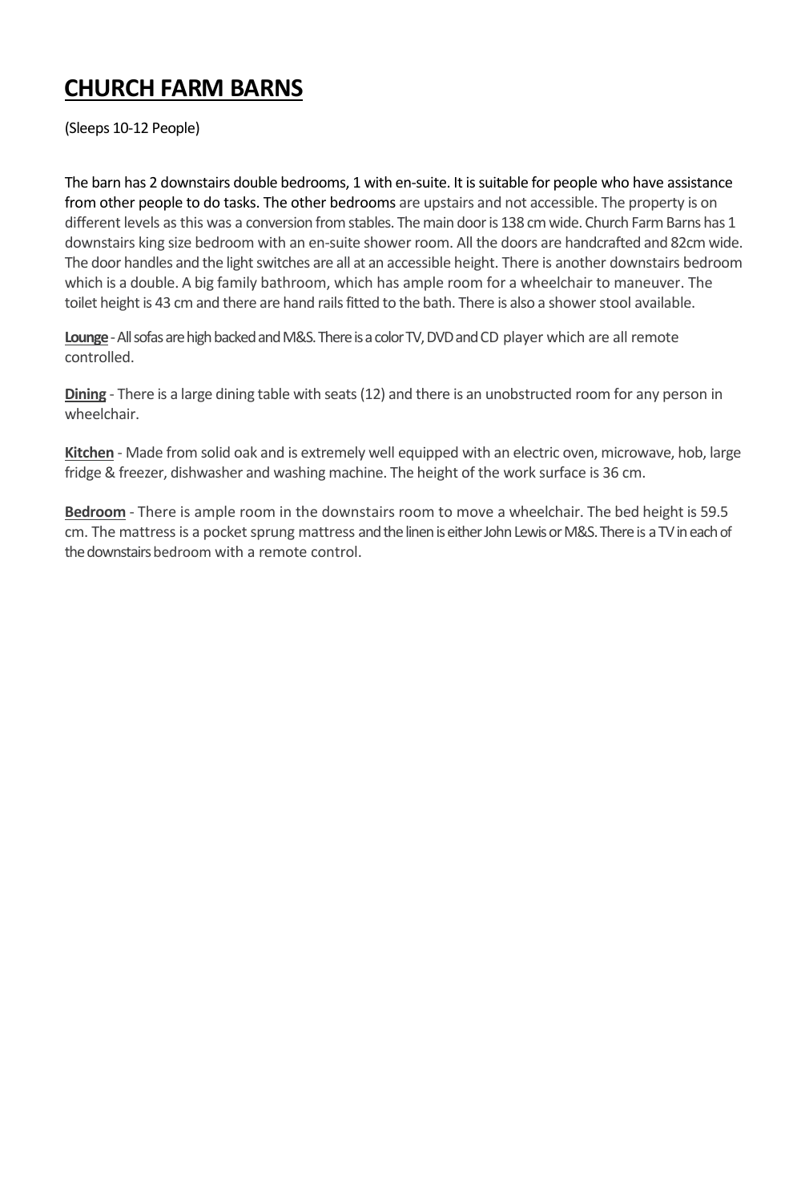# CHURCH FARM BARNS

(Sleeps 10-12 People)

The barn has 2 downstairs double bedrooms, 1 with en-suite. It is suitable for people who have assistance from other people to do tasks. The other bedrooms are upstairs and not accessible. The property is on different levels as this was a conversion from stables. The main door is 138 cm wide. Church Farm Barns has 1 downstairs king size bedroom with an en-suite shower room. All the doors are handcrafted and 82cm wide. The door handles and the light switches are all at an accessible height. There is another downstairs bedroom which is a double. A big family bathroom, which has ample room for a wheelchair to maneuver. The toilet height is 43 cm and there are hand rails fitted to the bath. There is also a shower stool available.

**Lounge** - All sofas are high backed and M&S. There is a color TV, DVD and CD player which are all remote controlled.

**Dining** - There is a large dining table with seats (12) and there is an unobstructed room for any person in wheelchair.

**Kitchen** - Made from solid oak and is extremely well equipped with an electric oven, microwave, hob, large fridge & freezer, dishwasher and washing machine. The height of the work surface is 36 cm.

**Bedroom** - There is ample room in the downstairs room to move a wheelchair. The bed height is 59.5 cm. The mattress is a pocket sprung mattress and the linen is either John Lewis or M&S. There is a TV in each of the downstairs bedroom with a remote control.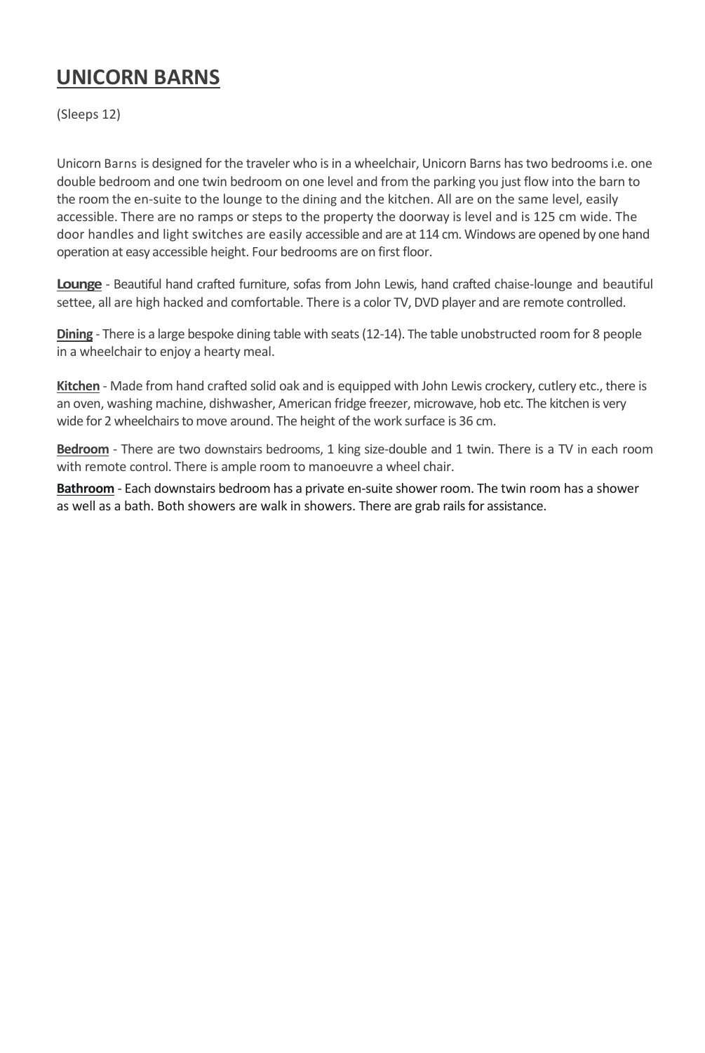# UNICORN BARNS

(Sleeps 12)

Unicorn Barns is designed for the traveler who is in a wheelchair, Unicorn Barns has two bedrooms i.e. one double bedroom and one twin bedroom on one level and from the parking you just flow into the barn to the room the en-suite to the lounge to the dining and the kitchen. All are on the same level, easily accessible. There are no ramps or steps to the property the doorway is level and is 125 cm wide. The door handles and light switches are easily accessible and are at 114 cm. Windows are opened by one hand operation at easy accessible height. Four bedrooms are on first floor.

**Lounge** - Beautiful hand crafted furniture, sofas from John Lewis, hand crafted chaise-lounge and beautiful settee, all are high hacked and comfortable. There is a color TV, DVD player and are remote controlled.

**Dining** - There is a large bespoke dining table with seats (12-14). The table unobstructed room for 8 people in a wheelchair to enjoy a hearty meal.

**Kitchen** - Made from hand crafted solid oak and is equipped with John Lewis crockery, cutlery etc., there is an oven, washing machine, dishwasher, American fridge freezer, microwave, hob etc. The kitchen is very wide for 2 wheelchairs to move around. The height of the work surface is 36 cm.

**Bedroom** - There are two downstairs bedrooms, 1 king size-double and 1 twin. There is a TV in each room with remote control. There is ample room to manoeuvre a wheel chair.

**Bathroom** - Each downstairs bedroom has a private en-suite shower room. The twin room has a shower as well as a bath. Both showers are walk in showers. There are grab rails for assistance.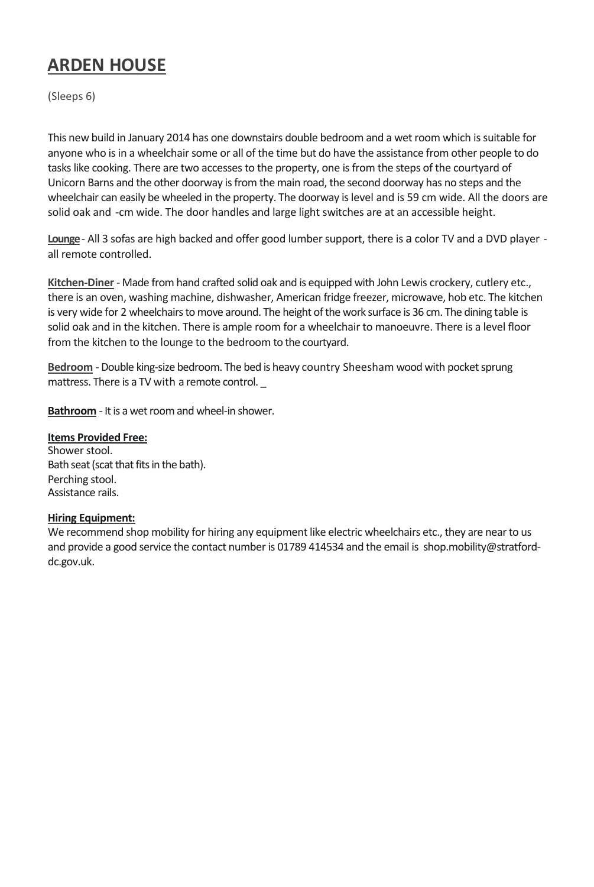# ARDEN HOUSE

(Sleeps 6)

This new build in January 2014 has one downstairs double bedroom and a wet room which is suitable for anyone who is in a wheelchair some or all of the time but do have the assistance from other people to do tasks like cooking. There are two accesses to the property, one is from the steps of the courtyard of Unicorn Barns and the other doorway is from the main road, the second doorway has no steps and the wheelchair can easily be wheeled in the property. The doorway is level and is 59 cm wide. All the doors are solid oak and -cm wide. The door handles and large light switches are at an accessible height.

**Lounge** - All 3 sofas are high backed and offer good lumber support, there is a color TV and a DVD player - all remote controlled.

**Kitchen-Diner** - Made from hand crafted solid oak and is equipped with John Lewis crockery, cutlery etc., there is an oven, washing machine, dishwasher, American fridge freezer, microwave, hob etc. The kitchen is very wide for 2 wheelchairs to move around. The height of the work surface is 36 cm. The dining table is solid oak and in the kitchen. There is ample room for a wheelchair to manoeuvre. There is a level floor from the kitchen to the lounge to the bedroom to the courtyard.

**Bedroom** - Double king-size bedroom. The bed is heavy country Sheesham wood with pocket sprung mattress. There is a TV with a remote control. _

**Bathroom** - It is a wet room and wheel-in shower.

**Items Provided Free:**
Shower stool.
Bath seat (scat that fits in the bath).
Perching stool.
Assistance rails.

**Hiring Equipment:**
We recommend shop mobility for hiring any equipment like electric wheelchairs etc., they are near to us and provide a good service the contact number is 01789 414534 and the email is shop.mobility@stratford-dc.gov.uk.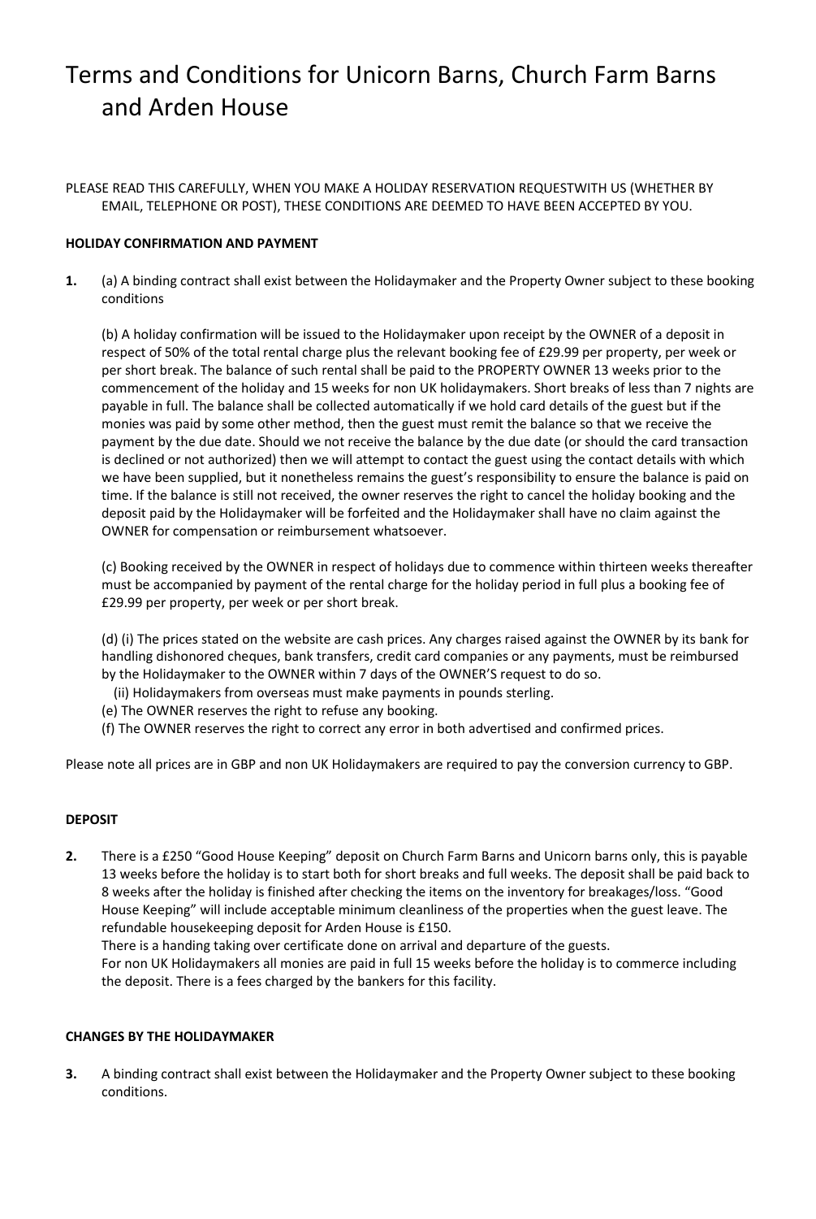# Terms and Conditions for Unicorn Barns, Church Farm Barns and Arden House

PLEASE READ THIS CAREFULLY, WHEN YOU MAKE A HOLIDAY RESERVATION REQUESTWITH US (WHETHER BY EMAIL, TELEPHONE OR POST), THESE CONDITIONS ARE DEEMED TO HAVE BEEN ACCEPTED BY YOU.

**HOLIDAY CONFIRMATION AND PAYMENT**

**1.** (a) A binding contract shall exist between the Holidaymaker and the Property Owner subject to these booking conditions

(b) A holiday confirmation will be issued to the Holidaymaker upon receipt by the OWNER of a deposit in respect of 50% of the total rental charge plus the relevant booking fee of £29.99 per property, per week or per short break. The balance of such rental shall be paid to the PROPERTY OWNER 13 weeks prior to the commencement of the holiday and 15 weeks for non UK holidaymakers. Short breaks of less than 7 nights are payable in full. The balance shall be collected automatically if we hold card details of the guest but if the monies was paid by some other method, then the guest must remit the balance so that we receive the payment by the due date. Should we not receive the balance by the due date (or should the card transaction is declined or not authorized) then we will attempt to contact the guest using the contact details with which we have been supplied, but it nonetheless remains the guest's responsibility to ensure the balance is paid on time. If the balance is still not received, the owner reserves the right to cancel the holiday booking and the deposit paid by the Holidaymaker will be forfeited and the Holidaymaker shall have no claim against the OWNER for compensation or reimbursement whatsoever.

(c) Booking received by the OWNER in respect of holidays due to commence within thirteen weeks thereafter must be accompanied by payment of the rental charge for the holiday period in full plus a booking fee of £29.99 per property, per week or per short break.

(d) (i) The prices stated on the website are cash prices. Any charges raised against the OWNER by its bank for handling dishonored cheques, bank transfers, credit card companies or any payments, must be reimbursed by the Holidaymaker to the OWNER within 7 days of the OWNER'S request to do so.

(ii) Holidaymakers from overseas must make payments in pounds sterling.

(e) The OWNER reserves the right to refuse any booking.

(f) The OWNER reserves the right to correct any error in both advertised and confirmed prices.

Please note all prices are in GBP and non UK Holidaymakers are required to pay the conversion currency to GBP.

**DEPOSIT**

**2.** There is a £250 "Good House Keeping" deposit on Church Farm Barns and Unicorn barns only, this is payable 13 weeks before the holiday is to start both for short breaks and full weeks. The deposit shall be paid back to 8 weeks after the holiday is finished after checking the items on the inventory for breakages/loss. "Good House Keeping" will include acceptable minimum cleanliness of the properties when the guest leave. The refundable housekeeping deposit for Arden House is £150.

There is a handing taking over certificate done on arrival and departure of the guests.

For non UK Holidaymakers all monies are paid in full 15 weeks before the holiday is to commerce including the deposit. There is a fees charged by the bankers for this facility.

**CHANGES BY THE HOLIDAYMAKER**

**3.** A binding contract shall exist between the Holidaymaker and the Property Owner subject to these booking conditions.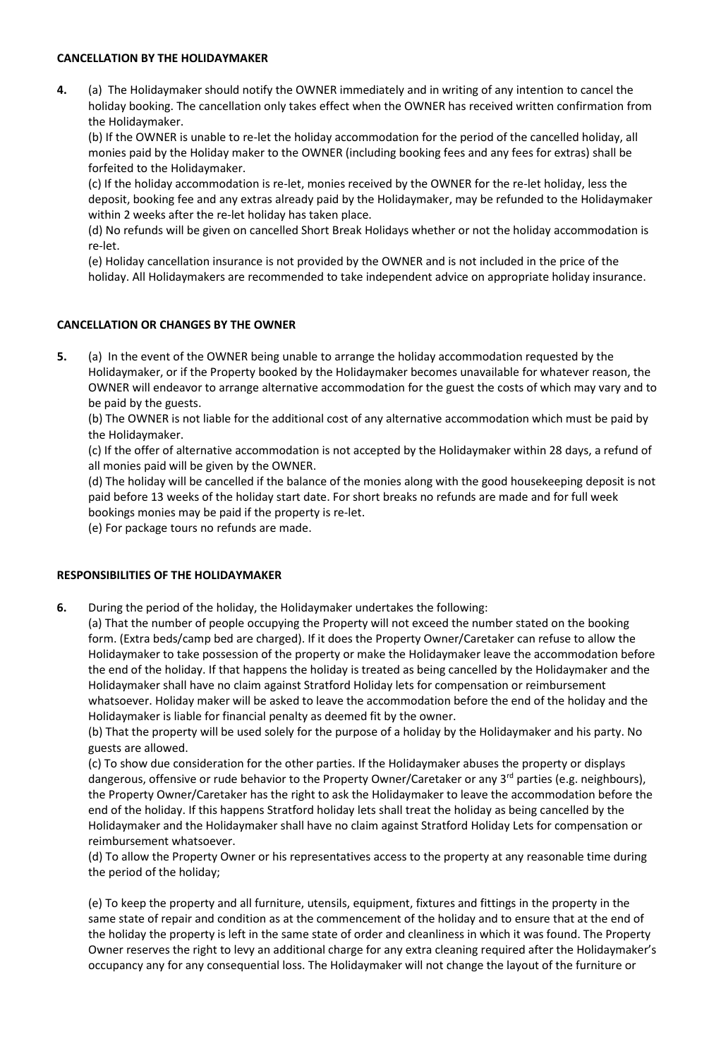**CANCELLATION BY THE HOLIDAYMAKER**

**4.** (a) The Holidaymaker should notify the OWNER immediately and in writing of any intention to cancel the holiday booking. The cancellation only takes effect when the OWNER has received written confirmation from the Holidaymaker.

(b) If the OWNER is unable to re-let the holiday accommodation for the period of the cancelled holiday, all monies paid by the Holiday maker to the OWNER (including booking fees and any fees for extras) shall be forfeited to the Holidaymaker.

(c) If the holiday accommodation is re-let, monies received by the OWNER for the re-let holiday, less the deposit, booking fee and any extras already paid by the Holidaymaker, may be refunded to the Holidaymaker within 2 weeks after the re-let holiday has taken place.

(d) No refunds will be given on cancelled Short Break Holidays whether or not the holiday accommodation is re-let.

(e) Holiday cancellation insurance is not provided by the OWNER and is not included in the price of the holiday. All Holidaymakers are recommended to take independent advice on appropriate holiday insurance.

**CANCELLATION OR CHANGES BY THE OWNER**

**5.** (a) In the event of the OWNER being unable to arrange the holiday accommodation requested by the Holidaymaker, or if the Property booked by the Holidaymaker becomes unavailable for whatever reason, the OWNER will endeavor to arrange alternative accommodation for the guest the costs of which may vary and to be paid by the guests.

(b) The OWNER is not liable for the additional cost of any alternative accommodation which must be paid by the Holidaymaker.

(c) If the offer of alternative accommodation is not accepted by the Holidaymaker within 28 days, a refund of all monies paid will be given by the OWNER.

(d) The holiday will be cancelled if the balance of the monies along with the good housekeeping deposit is not paid before 13 weeks of the holiday start date. For short breaks no refunds are made and for full week bookings monies may be paid if the property is re-let.

(e) For package tours no refunds are made.

**RESPONSIBILITIES OF THE HOLIDAYMAKER**

**6.** During the period of the holiday, the Holidaymaker undertakes the following:

(a) That the number of people occupying the Property will not exceed the number stated on the booking form. (Extra beds/camp bed are charged). If it does the Property Owner/Caretaker can refuse to allow the Holidaymaker to take possession of the property or make the Holidaymaker leave the accommodation before the end of the holiday. If that happens the holiday is treated as being cancelled by the Holidaymaker and the Holidaymaker shall have no claim against Stratford Holiday lets for compensation or reimbursement whatsoever. Holiday maker will be asked to leave the accommodation before the end of the holiday and the Holidaymaker is liable for financial penalty as deemed fit by the owner.

(b) That the property will be used solely for the purpose of a holiday by the Holidaymaker and his party. No guests are allowed.

(c) To show due consideration for the other parties. If the Holidaymaker abuses the property or displays dangerous, offensive or rude behavior to the Property Owner/Caretaker or any 3rd parties (e.g. neighbours), the Property Owner/Caretaker has the right to ask the Holidaymaker to leave the accommodation before the end of the holiday. If this happens Stratford holiday lets shall treat the holiday as being cancelled by the Holidaymaker and the Holidaymaker shall have no claim against Stratford Holiday Lets for compensation or reimbursement whatsoever.

(d) To allow the Property Owner or his representatives access to the property at any reasonable time during the period of the holiday;

(e) To keep the property and all furniture, utensils, equipment, fixtures and fittings in the property in the same state of repair and condition as at the commencement of the holiday and to ensure that at the end of the holiday the property is left in the same state of order and cleanliness in which it was found. The Property Owner reserves the right to levy an additional charge for any extra cleaning required after the Holidaymaker's occupancy any for any consequential loss. The Holidaymaker will not change the layout of the furniture or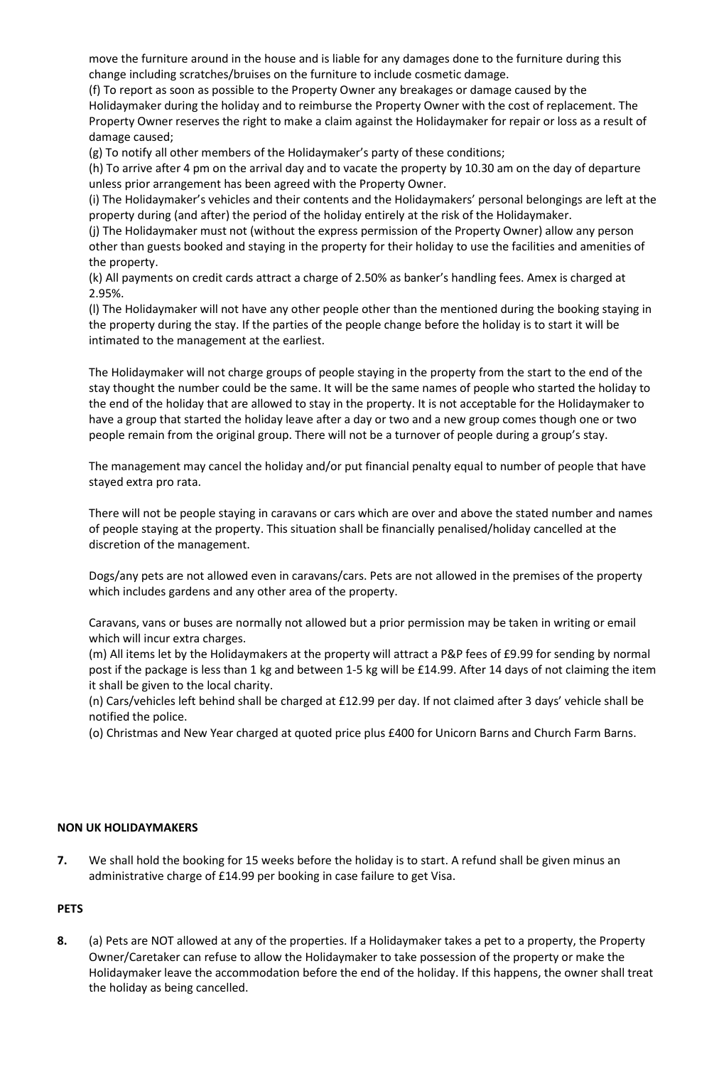move the furniture around in the house and is liable for any damages done to the furniture during this change including scratches/bruises on the furniture to include cosmetic damage.

(f) To report as soon as possible to the Property Owner any breakages or damage caused by the Holidaymaker during the holiday and to reimburse the Property Owner with the cost of replacement. The Property Owner reserves the right to make a claim against the Holidaymaker for repair or loss as a result of damage caused;

(g) To notify all other members of the Holidaymaker's party of these conditions;

(h) To arrive after 4 pm on the arrival day and to vacate the property by 10.30 am on the day of departure unless prior arrangement has been agreed with the Property Owner.

(i) The Holidaymaker's vehicles and their contents and the Holidaymakers' personal belongings are left at the property during (and after) the period of the holiday entirely at the risk of the Holidaymaker.

(j) The Holidaymaker must not (without the express permission of the Property Owner) allow any person other than guests booked and staying in the property for their holiday to use the facilities and amenities of the property.

(k) All payments on credit cards attract a charge of 2.50% as banker's handling fees. Amex is charged at 2.95%.

(l) The Holidaymaker will not have any other people other than the mentioned during the booking staying in the property during the stay. If the parties of the people change before the holiday is to start it will be intimated to the management at the earliest.

The Holidaymaker will not charge groups of people staying in the property from the start to the end of the stay thought the number could be the same. It will be the same names of people who started the holiday to the end of the holiday that are allowed to stay in the property. It is not acceptable for the Holidaymaker to have a group that started the holiday leave after a day or two and a new group comes though one or two people remain from the original group. There will not be a turnover of people during a group's stay.

The management may cancel the holiday and/or put financial penalty equal to number of people that have stayed extra pro rata.

There will not be people staying in caravans or cars which are over and above the stated number and names of people staying at the property. This situation shall be financially penalised/holiday cancelled at the discretion of the management.

Dogs/any pets are not allowed even in caravans/cars. Pets are not allowed in the premises of the property which includes gardens and any other area of the property.

Caravans, vans or buses are normally not allowed but a prior permission may be taken in writing or email which will incur extra charges.

(m) All items let by the Holidaymakers at the property will attract a P&P fees of £9.99 for sending by normal post if the package is less than 1 kg and between 1-5 kg will be £14.99. After 14 days of not claiming the item it shall be given to the local charity.

(n) Cars/vehicles left behind shall be charged at £12.99 per day. If not claimed after 3 days' vehicle shall be notified the police.

(o) Christmas and New Year charged at quoted price plus £400 for Unicorn Barns and Church Farm Barns.

**NON UK HOLIDAYMAKERS**

**7.** We shall hold the booking for 15 weeks before the holiday is to start. A refund shall be given minus an administrative charge of £14.99 per booking in case failure to get Visa.

**PETS**

**8.** (a) Pets are NOT allowed at any of the properties. If a Holidaymaker takes a pet to a property, the Property Owner/Caretaker can refuse to allow the Holidaymaker to take possession of the property or make the Holidaymaker leave the accommodation before the end of the holiday. If this happens, the owner shall treat the holiday as being cancelled.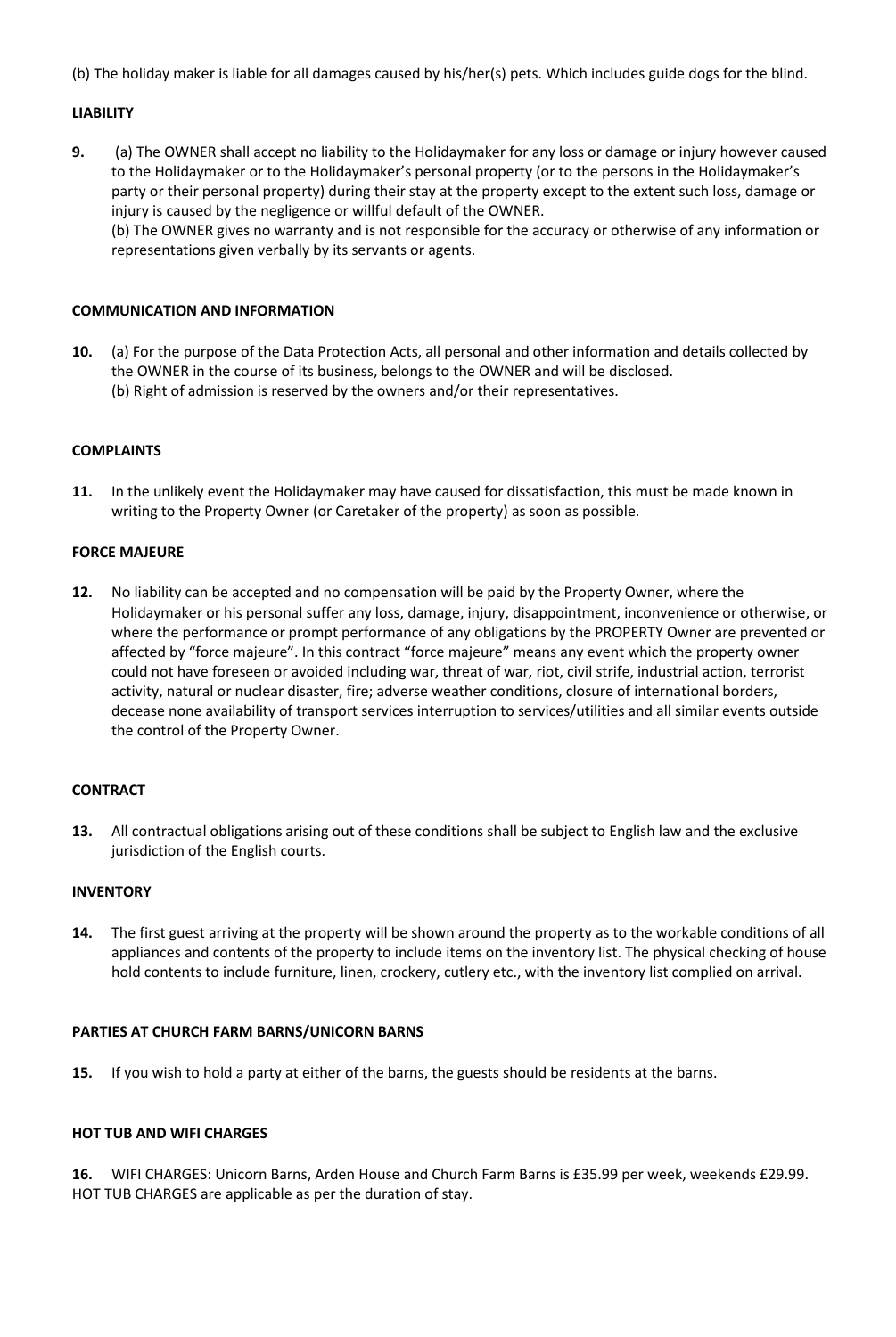(b) The holiday maker is liable for all damages caused by his/her(s) pets. Which includes guide dogs for the blind.

**LIABILITY**

**9.** (a) The OWNER shall accept no liability to the Holidaymaker for any loss or damage or injury however caused to the Holidaymaker or to the Holidaymaker's personal property (or to the persons in the Holidaymaker's party or their personal property) during their stay at the property except to the extent such loss, damage or injury is caused by the negligence or willful default of the OWNER.
(b) The OWNER gives no warranty and is not responsible for the accuracy or otherwise of any information or representations given verbally by its servants or agents.

**COMMUNICATION AND INFORMATION**

**10.** (a) For the purpose of the Data Protection Acts, all personal and other information and details collected by the OWNER in the course of its business, belongs to the OWNER and will be disclosed.
(b) Right of admission is reserved by the owners and/or their representatives.

**COMPLAINTS**

**11.** In the unlikely event the Holidaymaker may have caused for dissatisfaction, this must be made known in writing to the Property Owner (or Caretaker of the property) as soon as possible.

**FORCE MAJEURE**

**12.** No liability can be accepted and no compensation will be paid by the Property Owner, where the Holidaymaker or his personal suffer any loss, damage, injury, disappointment, inconvenience or otherwise, or where the performance or prompt performance of any obligations by the PROPERTY Owner are prevented or affected by "force majeure". In this contract "force majeure" means any event which the property owner could not have foreseen or avoided including war, threat of war, riot, civil strife, industrial action, terrorist activity, natural or nuclear disaster, fire; adverse weather conditions, closure of international borders, decease none availability of transport services interruption to services/utilities and all similar events outside the control of the Property Owner.

**CONTRACT**

**13.** All contractual obligations arising out of these conditions shall be subject to English law and the exclusive jurisdiction of the English courts.

**INVENTORY**

**14.** The first guest arriving at the property will be shown around the property as to the workable conditions of all appliances and contents of the property to include items on the inventory list. The physical checking of house hold contents to include furniture, linen, crockery, cutlery etc., with the inventory list complied on arrival.

**PARTIES AT CHURCH FARM BARNS/UNICORN BARNS**

**15.** If you wish to hold a party at either of the barns, the guests should be residents at the barns.

**HOT TUB AND WIFI CHARGES**

**16.** WIFI CHARGES: Unicorn Barns, Arden House and Church Farm Barns is £35.99 per week, weekends £29.99. HOT TUB CHARGES are applicable as per the duration of stay.